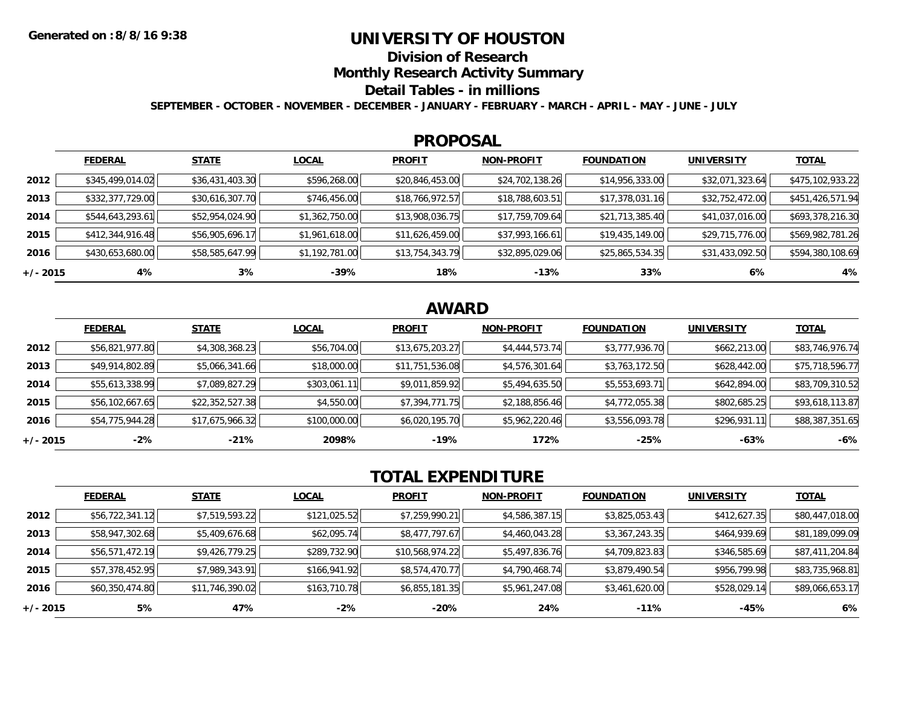**Generated on :8/8/16 9:38**

# UNIVERSITY OF HOUSTON

## Division of Research

## Monthly Research Activity Summary

## Detail Tables - in millions

**SEPTEMBER - OCTOBER - NOVEMBER - DECEMBER - JANUARY - FEBRUARY - MARCH - APRIL - MAY - JUNE - JULY**

## PROPOSAL

| | FEDERAL | STATE | LOCAL | PROFIT | NON-PROFIT | FOUNDATION | UNIVERSITY | TOTAL |
|---|---|---|---|---|---|---|---|---|
| 2012 | $345,499,014.02 | $36,431,403.30 | $596,268.00 | $20,846,453.00 | $24,702,138.26 | $14,956,333.00 | $32,071,323.64 | $475,102,933.22 |
| 2013 | $332,377,729.00 | $30,616,307.70 | $746,456.00 | $18,766,972.57 | $18,788,603.51 | $17,378,031.16 | $32,752,472.00 | $451,426,571.94 |
| 2014 | $544,643,293.61 | $52,954,024.90 | $1,362,750.00 | $13,908,036.75 | $17,759,709.64 | $21,713,385.40 | $41,037,016.00 | $693,378,216.30 |
| 2015 | $412,344,916.48 | $56,905,696.17 | $1,961,618.00 | $11,626,459.00 | $37,993,166.61 | $19,435,149.00 | $29,715,776.00 | $569,982,781.26 |
| 2016 | $430,653,680.00 | $58,585,647.99 | $1,192,781.00 | $13,754,343.79 | $32,895,029.06 | $25,865,534.35 | $31,433,092.50 | $594,380,108.69 |
| +/- 2015 | 4% | 3% | -39% | 18% | -13% | 33% | 6% | 4% |

## AWARD

| | FEDERAL | STATE | LOCAL | PROFIT | NON-PROFIT | FOUNDATION | UNIVERSITY | TOTAL |
|---|---|---|---|---|---|---|---|---|
| 2012 | $56,821,977.80 | $4,308,368.23 | $56,704.00 | $13,675,203.27 | $4,444,573.74 | $3,777,936.70 | $662,213.00 | $83,746,976.74 |
| 2013 | $49,914,802.89 | $5,066,341.66 | $18,000.00 | $11,751,536.08 | $4,576,301.64 | $3,763,172.50 | $628,442.00 | $75,718,596.77 |
| 2014 | $55,613,338.99 | $7,089,827.29 | $303,061.11 | $9,011,859.92 | $5,494,635.50 | $5,553,693.71 | $642,894.00 | $83,709,310.52 |
| 2015 | $56,102,667.65 | $22,352,527.38 | $4,550.00 | $7,394,771.75 | $2,188,856.46 | $4,772,055.38 | $802,685.25 | $93,618,113.87 |
| 2016 | $54,775,944.28 | $17,675,966.32 | $100,000.00 | $6,020,195.70 | $5,962,220.46 | $3,556,093.78 | $296,931.11 | $88,387,351.65 |
| +/- 2015 | -2% | -21% | 2098% | -19% | 172% | -25% | -63% | -6% |

## TOTAL EXPENDITURE

| | FEDERAL | STATE | LOCAL | PROFIT | NON-PROFIT | FOUNDATION | UNIVERSITY | TOTAL |
|---|---|---|---|---|---|---|---|---|
| 2012 | $56,722,341.12 | $7,519,593.22 | $121,025.52 | $7,259,990.21 | $4,586,387.15 | $3,825,053.43 | $412,627.35 | $80,447,018.00 |
| 2013 | $58,947,302.68 | $5,409,676.68 | $62,095.74 | $8,477,797.67 | $4,460,043.28 | $3,367,243.35 | $464,939.69 | $81,189,099.09 |
| 2014 | $56,571,472.19 | $9,426,779.25 | $289,732.90 | $10,568,974.22 | $5,497,836.76 | $4,709,823.83 | $346,585.69 | $87,411,204.84 |
| 2015 | $57,378,452.95 | $7,989,343.91 | $166,941.92 | $8,574,470.77 | $4,790,468.74 | $3,879,490.54 | $956,799.98 | $83,735,968.81 |
| 2016 | $60,350,474.80 | $11,746,390.02 | $163,710.78 | $6,855,181.35 | $5,961,247.08 | $3,461,620.00 | $528,029.14 | $89,066,653.17 |
| +/- 2015 | 5% | 47% | -2% | -20% | 24% | -11% | -45% | 6% |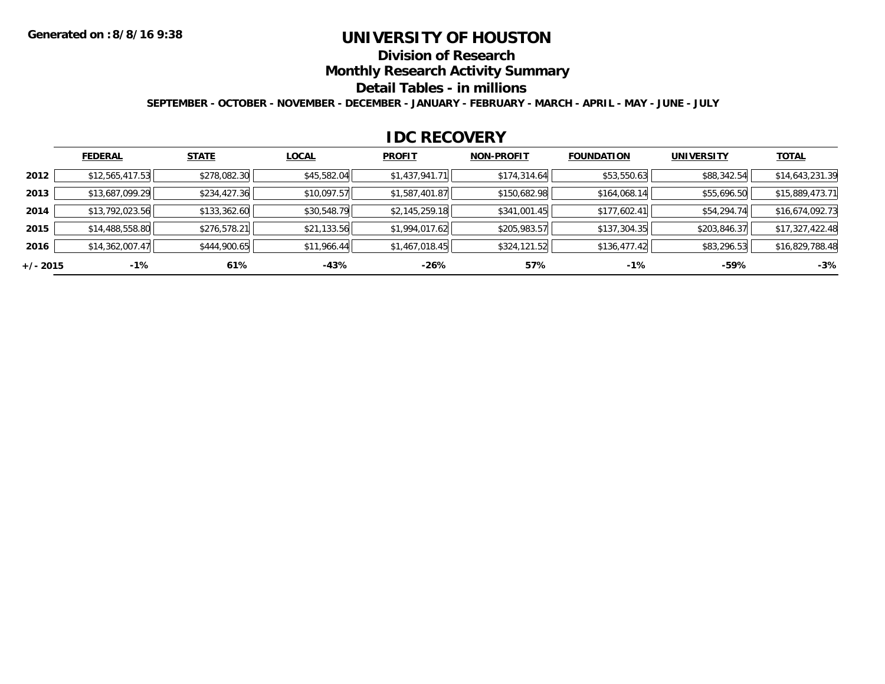Generated on :8/8/16 9:38

# UNIVERSITY OF HOUSTON

## Division of Research

## Monthly Research Activity Summary

## Detail Tables - in millions

**SEPTEMBER - OCTOBER - NOVEMBER - DECEMBER - JANUARY - FEBRUARY - MARCH - APRIL - MAY - JUNE - JULY**

### IDC RECOVERY

| | FEDERAL | STATE | LOCAL | PROFIT | NON-PROFIT | FOUNDATION | UNIVERSITY | TOTAL |
|---|---|---|---|---|---|---|---|---|
| **2012** | $12,565,417.53 | $278,082.30 | $45,582.04 | $1,437,941.71 | $174,314.64 | $53,550.63 | $88,342.54 | $14,643,231.39 |
| **2013** | $13,687,099.29 | $234,427.36 | $10,097.57 | $1,587,401.87 | $150,682.98 | $164,068.14 | $55,696.50 | $15,889,473.71 |
| **2014** | $13,792,023.56 | $133,362.60 | $30,548.79 | $2,145,259.18 | $341,001.45 | $177,602.41 | $54,294.74 | $16,674,092.73 |
| **2015** | $14,488,558.80 | $276,578.21 | $21,133.56 | $1,994,017.62 | $205,983.57 | $137,304.35 | $203,846.37 | $17,327,422.48 |
| **2016** | $14,362,007.47 | $444,900.65 | $11,966.44 | $1,467,018.45 | $324,121.52 | $136,477.42 | $83,296.53 | $16,829,788.48 |
| **+/- 2015** | **-1%** | **61%** | **-43%** | **-26%** | **57%** | **-1%** | **-59%** | **-3%** |